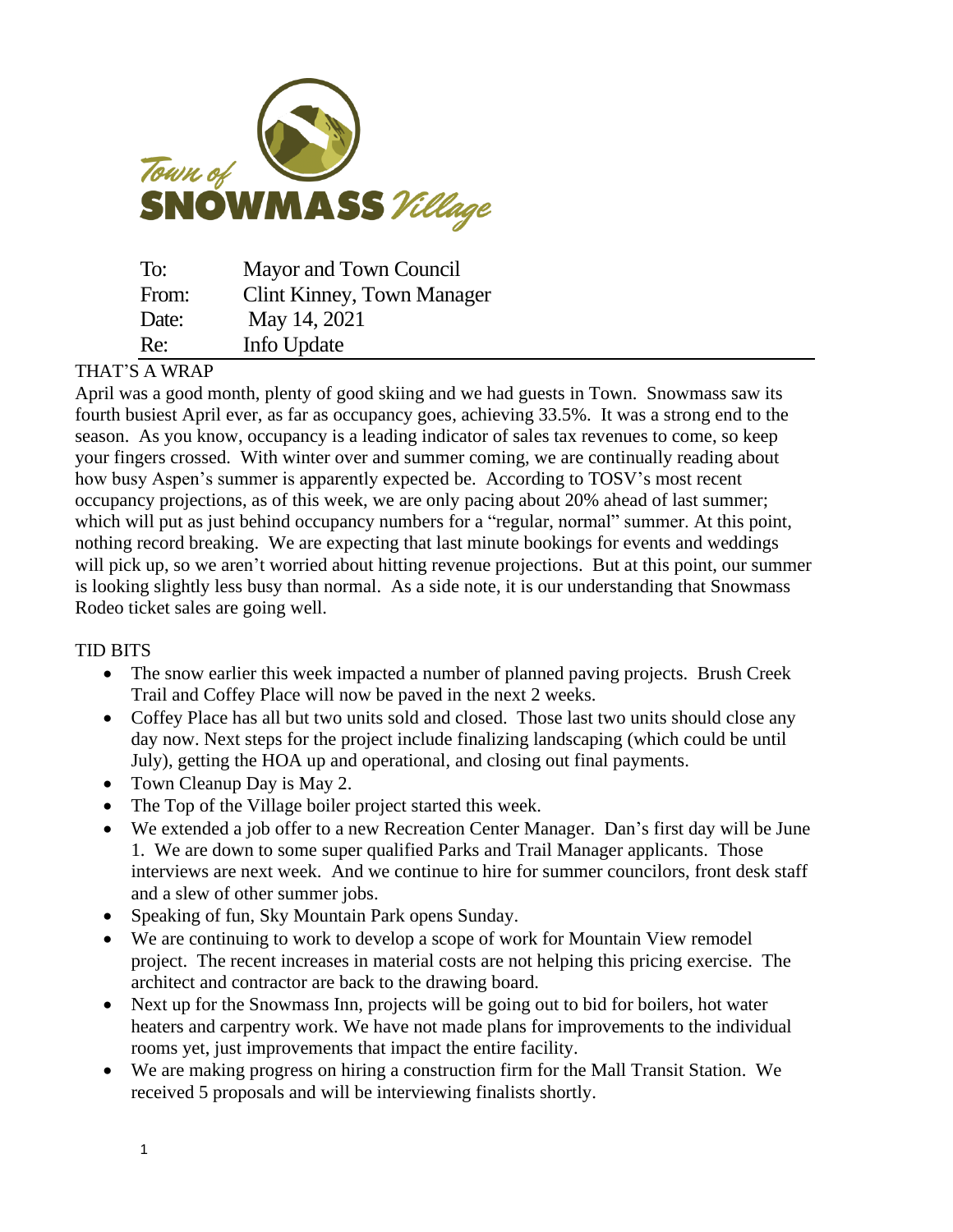Town of SNOWMASS Village

| To: | Mayor and Town Council |
| --- | --- |
| From: | Clint Kinney, Town Manager |
| Date: | May 14, 2021 |
| Re: | Info Update |

## THAT'S A WRAP

April was a good month, plenty of good skiing and we had guests in Town. Snowmass saw its fourth busiest April ever, as far as occupancy goes, achieving 33.5%. It was a strong end to the season. As you know, occupancy is a leading indicator of sales tax revenues to come, so keep your fingers crossed. With winter over and summer coming, we are continually reading about how busy Aspen's summer is apparently expected be. According to TOSV's most recent occupancy projections, as of this week, we are only pacing about 20% ahead of last summer; which will put as just behind occupancy numbers for a "regular, normal" summer. At this point, nothing record breaking. We are expecting that last minute bookings for events and weddings will pick up, so we aren't worried about hitting revenue projections. But at this point, our summer is looking slightly less busy than normal. As a side note, it is our understanding that Snowmass Rodeo ticket sales are going well.

## TID BITS

- The snow earlier this week impacted a number of planned paving projects. Brush Creek Trail and Coffey Place will now be paved in the next 2 weeks.
- Coffey Place has all but two units sold and closed. Those last two units should close any day now. Next steps for the project include finalizing landscaping (which could be until July), getting the HOA up and operational, and closing out final payments.
- Town Cleanup Day is May 2.
- The Top of the Village boiler project started this week.
- We extended a job offer to a new Recreation Center Manager. Dan's first day will be June 1. We are down to some super qualified Parks and Trail Manager applicants. Those interviews are next week. And we continue to hire for summer councilors, front desk staff and a slew of other summer jobs.
- Speaking of fun, Sky Mountain Park opens Sunday.
- We are continuing to work to develop a scope of work for Mountain View remodel project. The recent increases in material costs are not helping this pricing exercise. The architect and contractor are back to the drawing board.
- Next up for the Snowmass Inn, projects will be going out to bid for boilers, hot water heaters and carpentry work. We have not made plans for improvements to the individual rooms yet, just improvements that impact the entire facility.
- We are making progress on hiring a construction firm for the Mall Transit Station. We received 5 proposals and will be interviewing finalists shortly.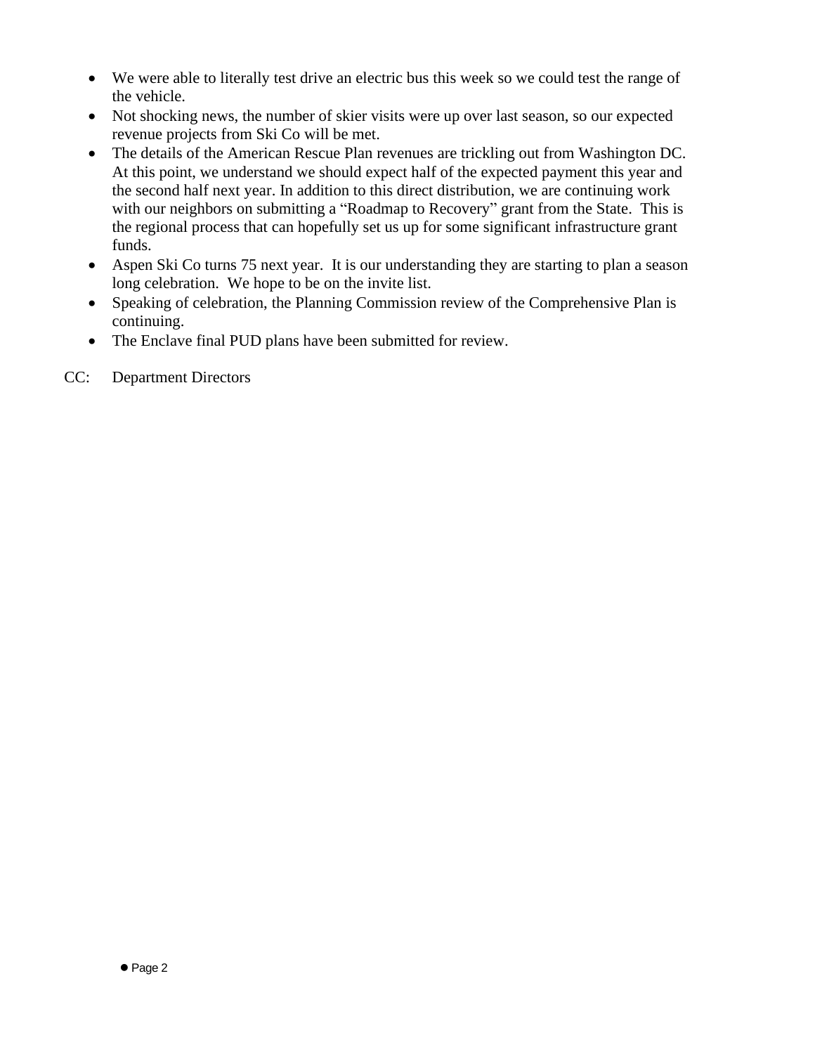- We were able to literally test drive an electric bus this week so we could test the range of the vehicle.
- Not shocking news, the number of skier visits were up over last season, so our expected revenue projects from Ski Co will be met.
- The details of the American Rescue Plan revenues are trickling out from Washington DC. At this point, we understand we should expect half of the expected payment this year and the second half next year. In addition to this direct distribution, we are continuing work with our neighbors on submitting a "Roadmap to Recovery" grant from the State. This is the regional process that can hopefully set us up for some significant infrastructure grant funds.
- Aspen Ski Co turns 75 next year. It is our understanding they are starting to plan a season long celebration. We hope to be on the invite list.
- Speaking of celebration, the Planning Commission review of the Comprehensive Plan is continuing.
- The Enclave final PUD plans have been submitted for review.

CC: Department Directors